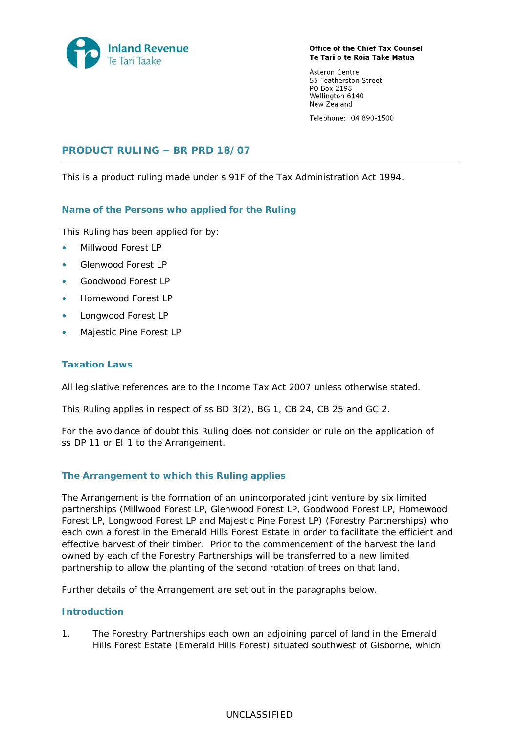Inland Revenue
Te Tari Taake

**Office of the Chief Tax Counsel**
**Te Tari o te Rōia Tāke Matua**

Asteron Centre
55 Featherston Street
PO Box 2198
Wellington 6140
New Zealand

Telephone: 04 890-1500

## PRODUCT RULING – BR PRD 18/07

This is a product ruling made under s 91F of the Tax Administration Act 1994.

### Name of the Persons who applied for the Ruling

This Ruling has been applied for by:

- Millwood Forest LP
- Glenwood Forest LP
- Goodwood Forest LP
- Homewood Forest LP
- Longwood Forest LP
- Majestic Pine Forest LP

### Taxation Laws

All legislative references are to the Income Tax Act 2007 unless otherwise stated.

This Ruling applies in respect of ss BD 3(2), BG 1, CB 24, CB 25 and GC 2.

For the avoidance of doubt this Ruling does not consider or rule on the application of ss DP 11 or EI 1 to the Arrangement.

### The Arrangement to which this Ruling applies

The Arrangement is the formation of an unincorporated joint venture by six limited partnerships (Millwood Forest LP, Glenwood Forest LP, Goodwood Forest LP, Homewood Forest LP, Longwood Forest LP and Majestic Pine Forest LP) (Forestry Partnerships) who each own a forest in the Emerald Hills Forest Estate in order to facilitate the efficient and effective harvest of their timber. Prior to the commencement of the harvest the land owned by each of the Forestry Partnerships will be transferred to a new limited partnership to allow the planting of the second rotation of trees on that land.

Further details of the Arrangement are set out in the paragraphs below.

### Introduction

1. The Forestry Partnerships each own an adjoining parcel of land in the Emerald Hills Forest Estate (Emerald Hills Forest) situated southwest of Gisborne, which

UNCLASSIFIED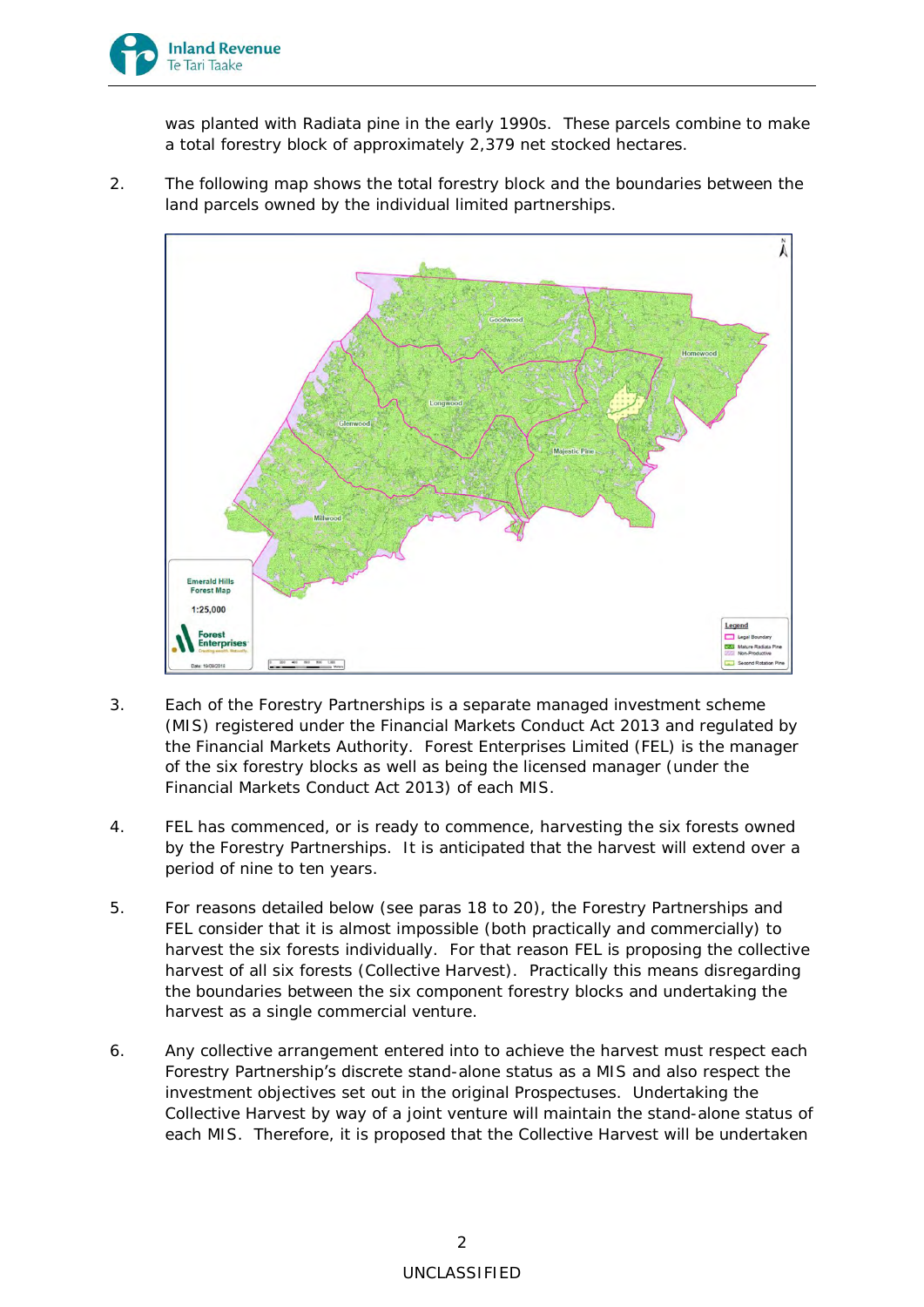was planted with Radiata pine in the early 1990s. These parcels combine to make a total forestry block of approximately 2,379 net stocked hectares.

2. The following map shows the total forestry block and the boundaries between the land parcels owned by the individual limited partnerships.

3. Each of the Forestry Partnerships is a separate managed investment scheme (MIS) registered under the Financial Markets Conduct Act 2013 and regulated by the Financial Markets Authority. Forest Enterprises Limited (FEL) is the manager of the six forestry blocks as well as being the licensed manager (under the Financial Markets Conduct Act 2013) of each MIS.

4. FEL has commenced, or is ready to commence, harvesting the six forests owned by the Forestry Partnerships. It is anticipated that the harvest will extend over a period of nine to ten years.

5. For reasons detailed below (see paras 18 to 20), the Forestry Partnerships and FEL consider that it is almost impossible (both practically and commercially) to harvest the six forests individually. For that reason FEL is proposing the collective harvest of all six forests (Collective Harvest). Practically this means disregarding the boundaries between the six component forestry blocks and undertaking the harvest as a single commercial venture.

6. Any collective arrangement entered into to achieve the harvest must respect each Forestry Partnership's discrete stand-alone status as a MIS and also respect the investment objectives set out in the original Prospectuses. Undertaking the Collective Harvest by way of a joint venture will maintain the stand-alone status of each MIS. Therefore, it is proposed that the Collective Harvest will be undertaken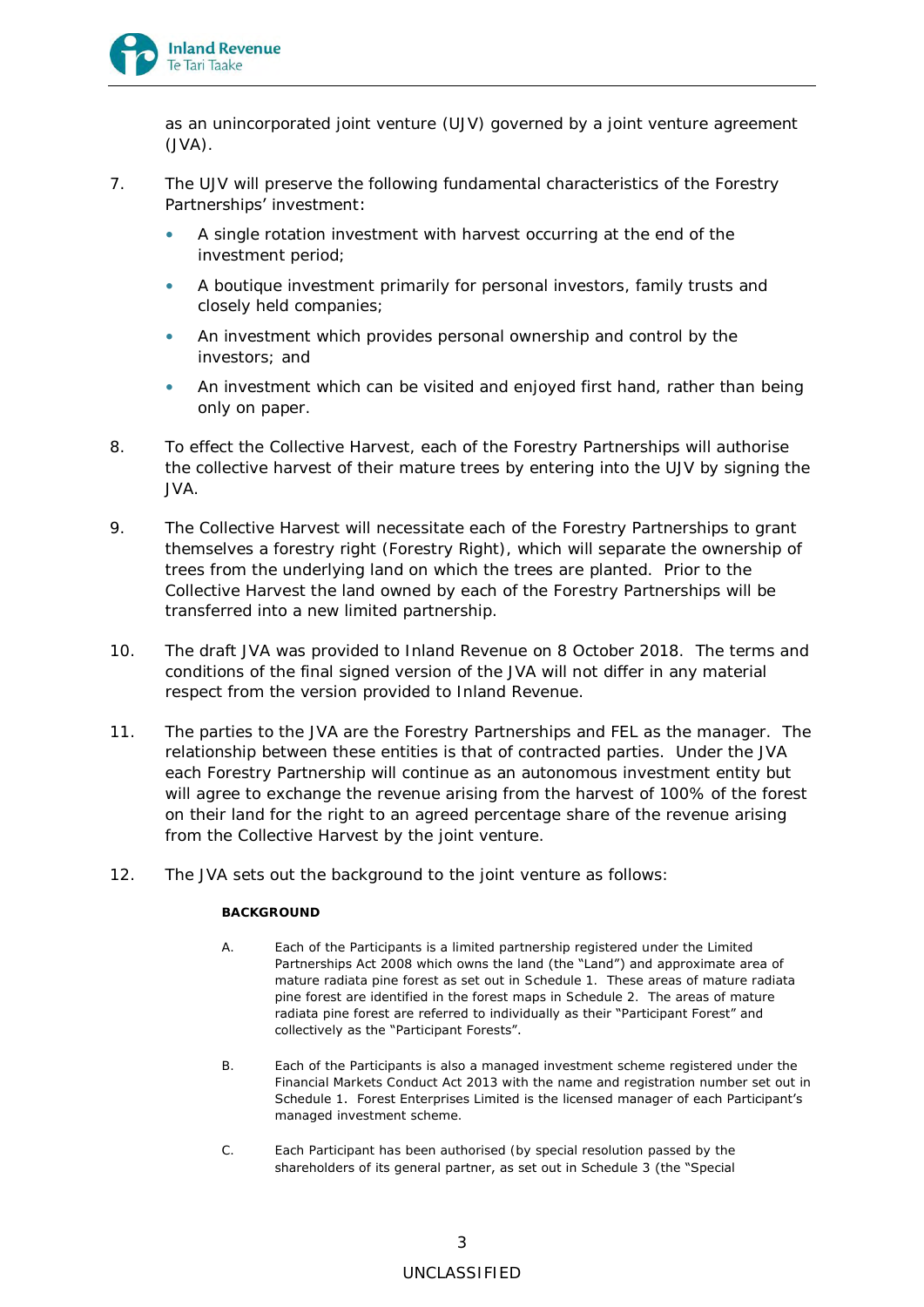as an unincorporated joint venture (UJV) governed by a joint venture agreement (JVA).

7. The UJV will preserve the following fundamental characteristics of the Forestry Partnerships' investment:

   - A single rotation investment with harvest occurring at the end of the investment period;
   - A boutique investment primarily for personal investors, family trusts and closely held companies;
   - An investment which provides personal ownership and control by the investors; and
   - An investment which can be visited and enjoyed first hand, rather than being only on paper.

8. To effect the Collective Harvest, each of the Forestry Partnerships will authorise the collective harvest of their mature trees by entering into the UJV by signing the JVA.

9. The Collective Harvest will necessitate each of the Forestry Partnerships to grant themselves a forestry right (Forestry Right), which will separate the ownership of trees from the underlying land on which the trees are planted. Prior to the Collective Harvest the land owned by each of the Forestry Partnerships will be transferred into a new limited partnership.

10. The draft JVA was provided to Inland Revenue on 8 October 2018. The terms and conditions of the final signed version of the JVA will not differ in any material respect from the version provided to Inland Revenue.

11. The parties to the JVA are the Forestry Partnerships and FEL as the manager. The relationship between these entities is that of contracted parties. Under the JVA each Forestry Partnership will continue as an autonomous investment entity but will agree to exchange the revenue arising from the harvest of 100% of the forest on their land for the right to an agreed percentage share of the revenue arising from the Collective Harvest by the joint venture.

12. The JVA sets out the background to the joint venture as follows:

> **BACKGROUND**
>
> A. Each of the Participants is a limited partnership registered under the Limited Partnerships Act 2008 which owns the land (the "Land") and approximate area of mature radiata pine forest as set out in Schedule 1. These areas of mature radiata pine forest are identified in the forest maps in Schedule 2. The areas of mature radiata pine forest are referred to individually as their "Participant Forest" and collectively as the "Participant Forests".
>
> B. Each of the Participants is also a managed investment scheme registered under the Financial Markets Conduct Act 2013 with the name and registration number set out in Schedule 1. Forest Enterprises Limited is the licensed manager of each Participant's managed investment scheme.
>
> C. Each Participant has been authorised (by special resolution passed by the shareholders of its general partner, as set out in Schedule 3 (the "Special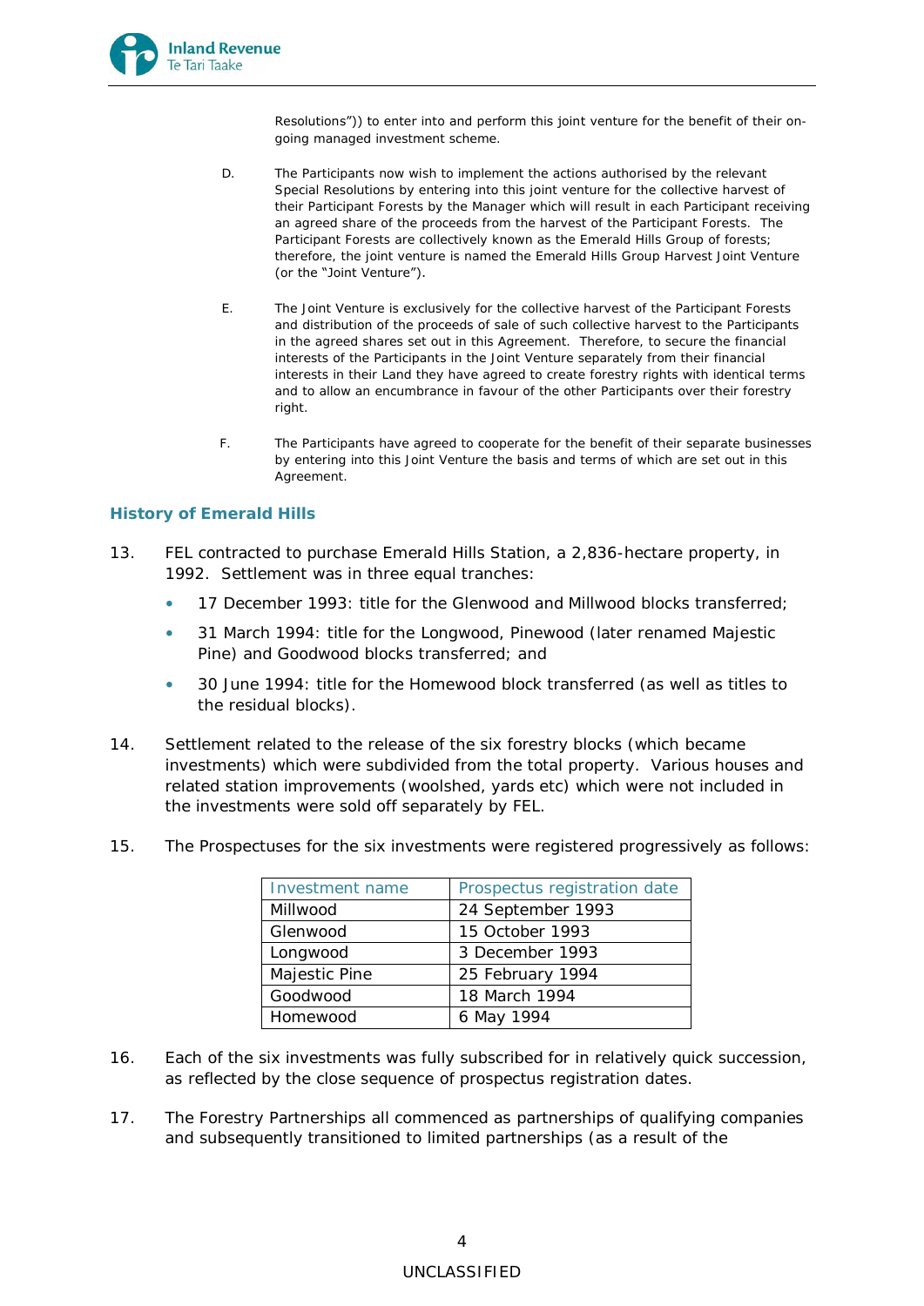Resolutions")) to enter into and perform this joint venture for the benefit of their on-going managed investment scheme.

D. The Participants now wish to implement the actions authorised by the relevant Special Resolutions by entering into this joint venture for the collective harvest of their Participant Forests by the Manager which will result in each Participant receiving an agreed share of the proceeds from the harvest of the Participant Forests. The Participant Forests are collectively known as the Emerald Hills Group of forests; therefore, the joint venture is named the Emerald Hills Group Harvest Joint Venture (or the "Joint Venture").

E. The Joint Venture is exclusively for the collective harvest of the Participant Forests and distribution of the proceeds of sale of such collective harvest to the Participants in the agreed shares set out in this Agreement. Therefore, to secure the financial interests of the Participants in the Joint Venture separately from their financial interests in their Land they have agreed to create forestry rights with identical terms and to allow an encumbrance in favour of the other Participants over their forestry right.

F. The Participants have agreed to cooperate for the benefit of their separate businesses by entering into this Joint Venture the basis and terms of which are set out in this Agreement.

## History of Emerald Hills

13. FEL contracted to purchase Emerald Hills Station, a 2,836-hectare property, in 1992. Settlement was in three equal tranches:

- 17 December 1993: title for the Glenwood and Millwood blocks transferred;
- 31 March 1994: title for the Longwood, Pinewood (later renamed Majestic Pine) and Goodwood blocks transferred; and
- 30 June 1994: title for the Homewood block transferred (as well as titles to the residual blocks).

14. Settlement related to the release of the six forestry blocks (which became investments) which were subdivided from the total property. Various houses and related station improvements (woolshed, yards etc) which were not included in the investments were sold off separately by FEL.

15. The Prospectuses for the six investments were registered progressively as follows:

| Investment name | Prospectus registration date |
|---|---|
| Millwood | 24 September 1993 |
| Glenwood | 15 October 1993 |
| Longwood | 3 December 1993 |
| Majestic Pine | 25 February 1994 |
| Goodwood | 18 March 1994 |
| Homewood | 6 May 1994 |

16. Each of the six investments was fully subscribed for in relatively quick succession, as reflected by the close sequence of prospectus registration dates.

17. The Forestry Partnerships all commenced as partnerships of qualifying companies and subsequently transitioned to limited partnerships (as a result of the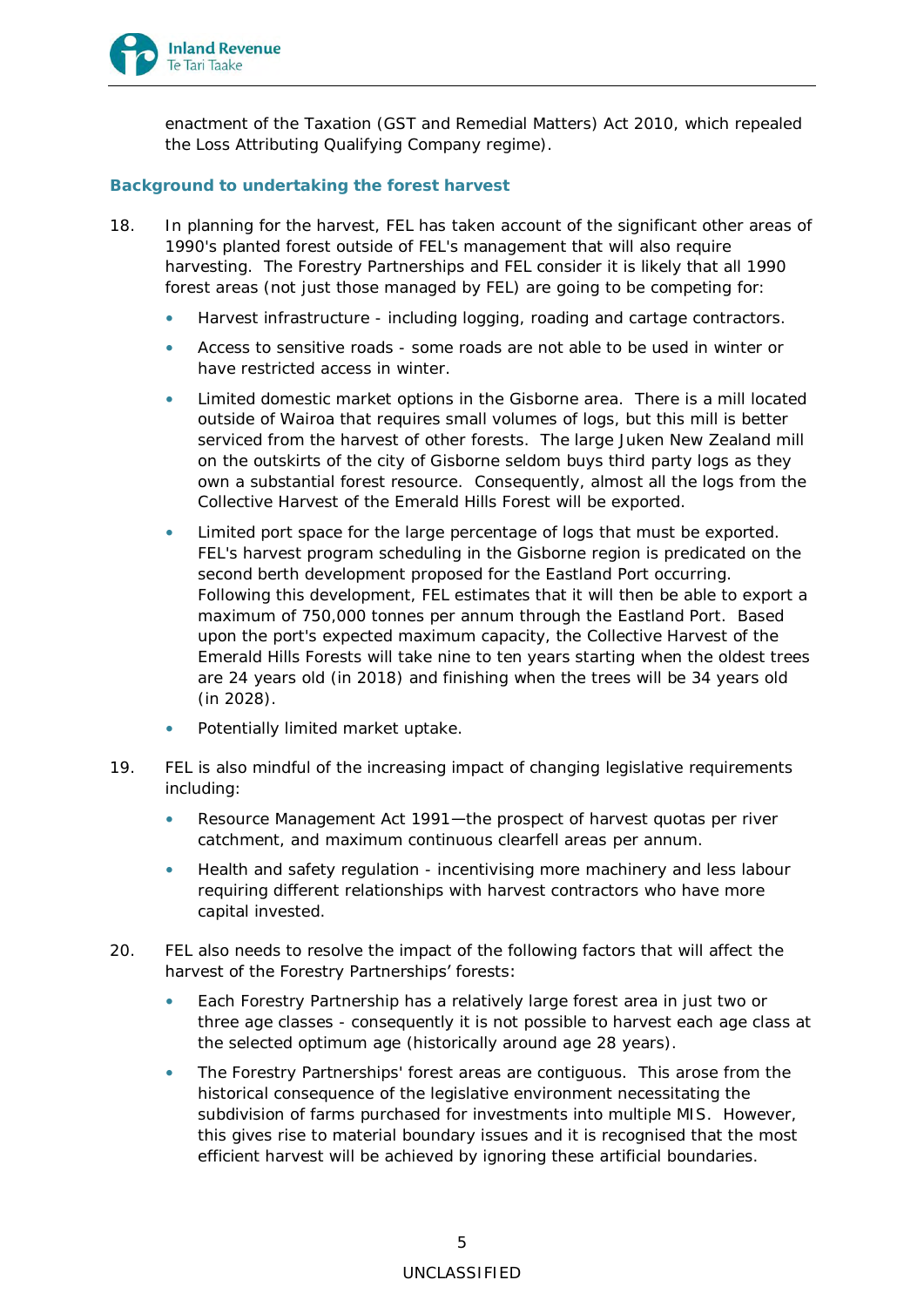enactment of the Taxation (GST and Remedial Matters) Act 2010, which repealed the Loss Attributing Qualifying Company regime).

### Background to undertaking the forest harvest

18. In planning for the harvest, FEL has taken account of the significant other areas of 1990's planted forest outside of FEL's management that will also require harvesting. The Forestry Partnerships and FEL consider it is likely that all 1990 forest areas (not just those managed by FEL) are going to be competing for:

    - Harvest infrastructure - including logging, roading and cartage contractors.
    - Access to sensitive roads - some roads are not able to be used in winter or have restricted access in winter.
    - Limited domestic market options in the Gisborne area. There is a mill located outside of Wairoa that requires small volumes of logs, but this mill is better serviced from the harvest of other forests. The large Juken New Zealand mill on the outskirts of the city of Gisborne seldom buys third party logs as they own a substantial forest resource. Consequently, almost all the logs from the Collective Harvest of the Emerald Hills Forest will be exported.
    - Limited port space for the large percentage of logs that must be exported. FEL's harvest program scheduling in the Gisborne region is predicated on the second berth development proposed for the Eastland Port occurring. Following this development, FEL estimates that it will then be able to export a maximum of 750,000 tonnes per annum through the Eastland Port. Based upon the port's expected maximum capacity, the Collective Harvest of the Emerald Hills Forests will take nine to ten years starting when the oldest trees are 24 years old (in 2018) and finishing when the trees will be 34 years old (in 2028).
    - Potentially limited market uptake.

19. FEL is also mindful of the increasing impact of changing legislative requirements including:

    - Resource Management Act 1991—the prospect of harvest quotas per river catchment, and maximum continuous clearfell areas per annum.
    - Health and safety regulation - incentivising more machinery and less labour requiring different relationships with harvest contractors who have more capital invested.

20. FEL also needs to resolve the impact of the following factors that will affect the harvest of the Forestry Partnerships' forests:

    - Each Forestry Partnership has a relatively large forest area in just two or three age classes - consequently it is not possible to harvest each age class at the selected optimum age (historically around age 28 years).
    - The Forestry Partnerships' forest areas are contiguous. This arose from the historical consequence of the legislative environment necessitating the subdivision of farms purchased for investments into multiple MIS. However, this gives rise to material boundary issues and it is recognised that the most efficient harvest will be achieved by ignoring these artificial boundaries.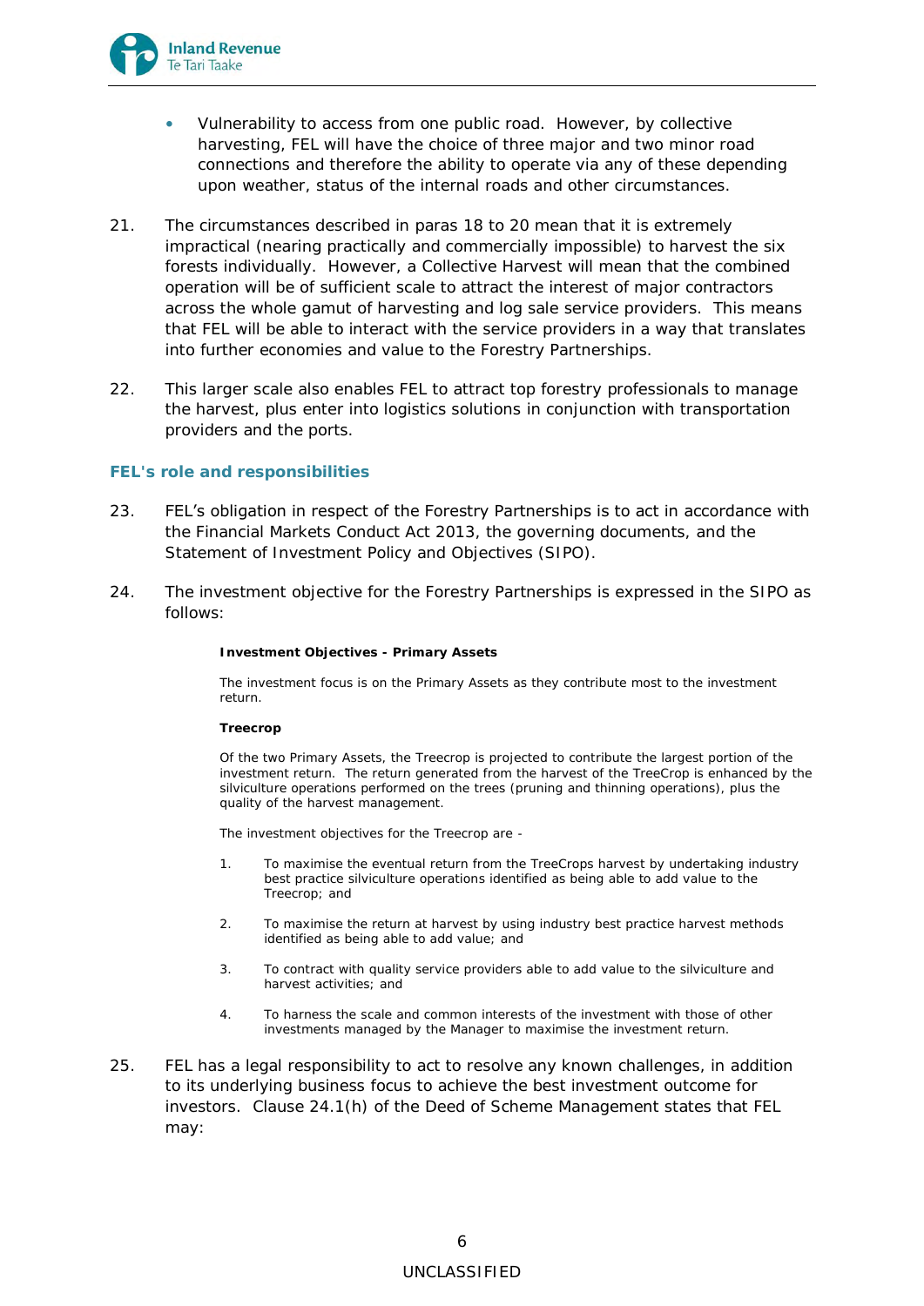- Vulnerability to access from one public road. However, by collective harvesting, FEL will have the choice of three major and two minor road connections and therefore the ability to operate via any of these depending upon weather, status of the internal roads and other circumstances.

21. The circumstances described in paras 18 to 20 mean that it is extremely impractical (nearing practically and commercially impossible) to harvest the six forests individually. However, a Collective Harvest will mean that the combined operation will be of sufficient scale to attract the interest of major contractors across the whole gamut of harvesting and log sale service providers. This means that FEL will be able to interact with the service providers in a way that translates into further economies and value to the Forestry Partnerships.

22. This larger scale also enables FEL to attract top forestry professionals to manage the harvest, plus enter into logistics solutions in conjunction with transportation providers and the ports.

### FEL's role and responsibilities

23. FEL's obligation in respect of the Forestry Partnerships is to act in accordance with the Financial Markets Conduct Act 2013, the governing documents, and the Statement of Investment Policy and Objectives (SIPO).

24. The investment objective for the Forestry Partnerships is expressed in the SIPO as follows:

> **Investment Objectives - Primary Assets**
>
> The investment focus is on the Primary Assets as they contribute most to the investment return.
>
> **Treecrop**
>
> Of the two Primary Assets, the Treecrop is projected to contribute the largest portion of the investment return. The return generated from the harvest of the TreeCrop is enhanced by the silviculture operations performed on the trees (pruning and thinning operations), plus the quality of the harvest management.
>
> The investment objectives for the Treecrop are -
>
> 1. To maximise the eventual return from the TreeCrops harvest by undertaking industry best practice silviculture operations identified as being able to add value to the Treecrop; and
> 2. To maximise the return at harvest by using industry best practice harvest methods identified as being able to add value; and
> 3. To contract with quality service providers able to add value to the silviculture and harvest activities; and
> 4. To harness the scale and common interests of the investment with those of other investments managed by the Manager to maximise the investment return.

25. FEL has a legal responsibility to act to resolve any known challenges, in addition to its underlying business focus to achieve the best investment outcome for investors. Clause 24.1(h) of the Deed of Scheme Management states that FEL may: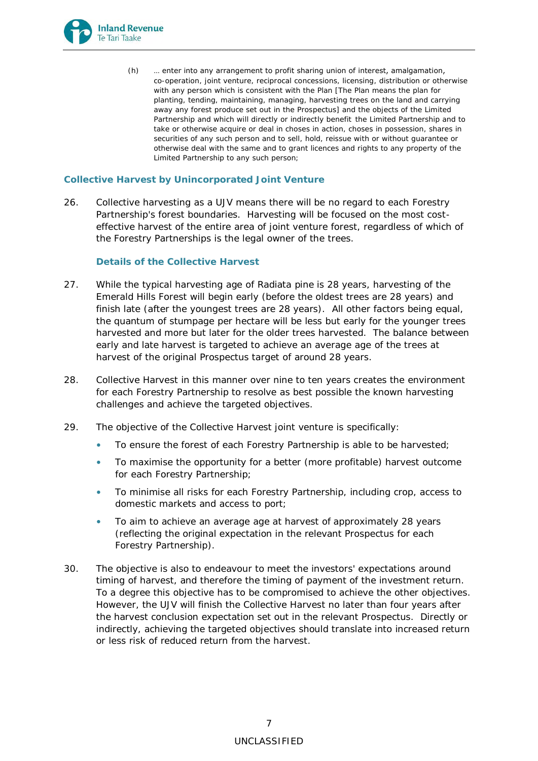(h) … enter into any arrangement to profit sharing union of interest, amalgamation, co-operation, joint venture, reciprocal concessions, licensing, distribution or otherwise with any person which is consistent with the Plan [The Plan means the plan for planting, tending, maintaining, managing, harvesting trees on the land and carrying away any forest produce set out in the Prospectus] and the objects of the Limited Partnership and which will directly or indirectly benefit the Limited Partnership and to take or otherwise acquire or deal in choses in action, choses in possession, shares in securities of any such person and to sell, hold, reissue with or without guarantee or otherwise deal with the same and to grant licences and rights to any property of the Limited Partnership to any such person;

## Collective Harvest by Unincorporated Joint Venture

26. Collective harvesting as a UJV means there will be no regard to each Forestry Partnership's forest boundaries. Harvesting will be focused on the most cost-effective harvest of the entire area of joint venture forest, regardless of which of the Forestry Partnerships is the legal owner of the trees.

### Details of the Collective Harvest

27. While the typical harvesting age of Radiata pine is 28 years, harvesting of the Emerald Hills Forest will begin early (before the oldest trees are 28 years) and finish late (after the youngest trees are 28 years). All other factors being equal, the quantum of stumpage per hectare will be less but early for the younger trees harvested and more but later for the older trees harvested. The balance between early and late harvest is targeted to achieve an average age of the trees at harvest of the original Prospectus target of around 28 years.

28. Collective Harvest in this manner over nine to ten years creates the environment for each Forestry Partnership to resolve as best possible the known harvesting challenges and achieve the targeted objectives.

29. The objective of the Collective Harvest joint venture is specifically:

- To ensure the forest of each Forestry Partnership is able to be harvested;
- To maximise the opportunity for a better (more profitable) harvest outcome for each Forestry Partnership;
- To minimise all risks for each Forestry Partnership, including crop, access to domestic markets and access to port;
- To aim to achieve an average age at harvest of approximately 28 years (reflecting the original expectation in the relevant Prospectus for each Forestry Partnership).

30. The objective is also to endeavour to meet the investors' expectations around timing of harvest, and therefore the timing of payment of the investment return. To a degree this objective has to be compromised to achieve the other objectives. However, the UJV will finish the Collective Harvest no later than four years after the harvest conclusion expectation set out in the relevant Prospectus. Directly or indirectly, achieving the targeted objectives should translate into increased return or less risk of reduced return from the harvest.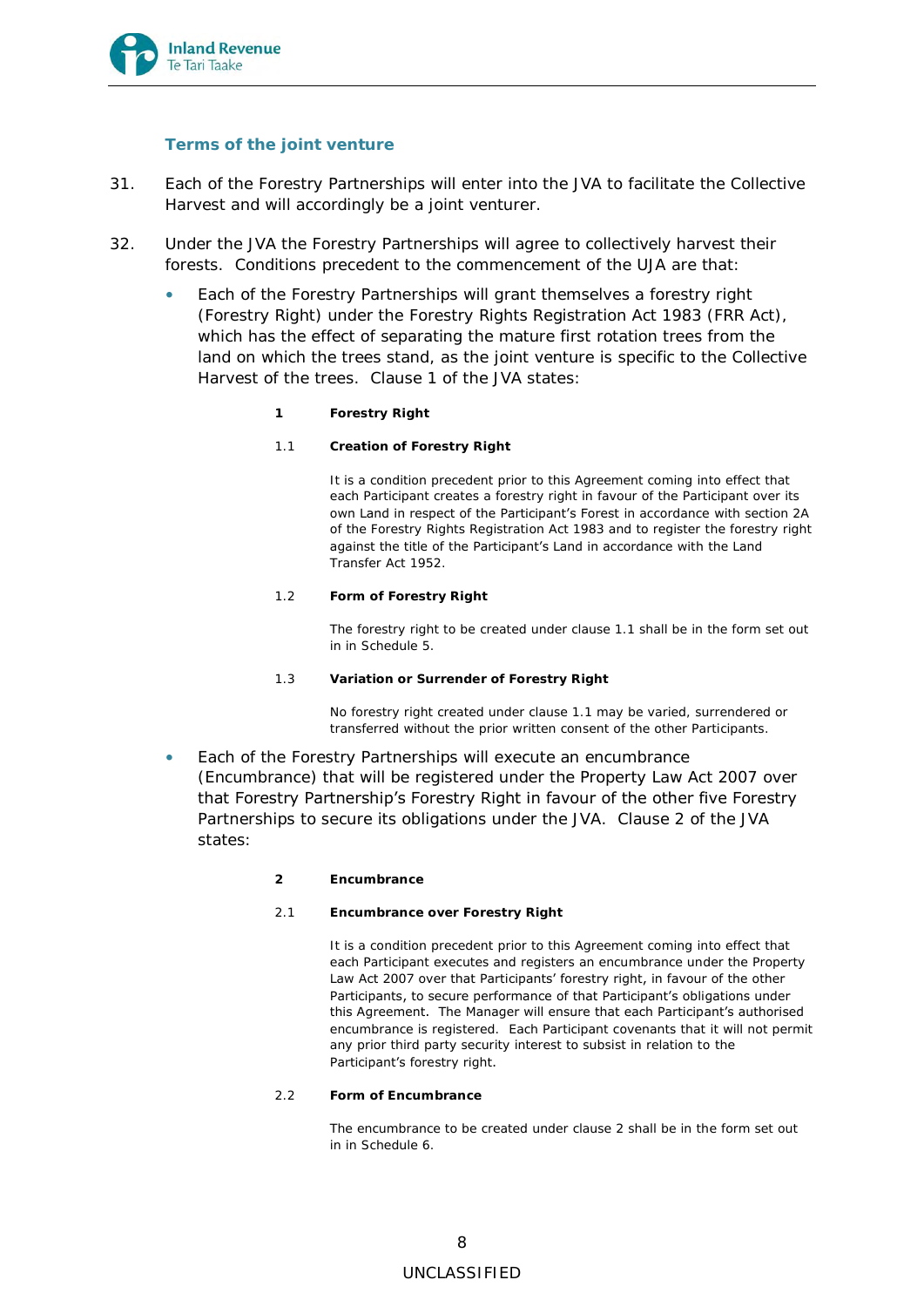### Terms of the joint venture

31. Each of the Forestry Partnerships will enter into the JVA to facilitate the Collective Harvest and will accordingly be a joint venturer.

32. Under the JVA the Forestry Partnerships will agree to collectively harvest their forests. Conditions precedent to the commencement of the UJA are that:

    - Each of the Forestry Partnerships will grant themselves a forestry right (Forestry Right) under the Forestry Rights Registration Act 1983 (FRR Act), which has the effect of separating the mature first rotation trees from the land on which the trees stand, as the joint venture is specific to the Collective Harvest of the trees. Clause 1 of the JVA states:

      > **1 Forestry Right**
      >
      > 1.1 **Creation of Forestry Right**
      >
      > It is a condition precedent prior to this Agreement coming into effect that each Participant creates a forestry right in favour of the Participant over its own Land in respect of the Participant's Forest in accordance with section 2A of the Forestry Rights Registration Act 1983 and to register the forestry right against the title of the Participant's Land in accordance with the Land Transfer Act 1952.
      >
      > 1.2 **Form of Forestry Right**
      >
      > The forestry right to be created under clause 1.1 shall be in the form set out in in Schedule 5.
      >
      > 1.3 **Variation or Surrender of Forestry Right**
      >
      > No forestry right created under clause 1.1 may be varied, surrendered or transferred without the prior written consent of the other Participants.

    - Each of the Forestry Partnerships will execute an encumbrance (Encumbrance) that will be registered under the Property Law Act 2007 over that Forestry Partnership's Forestry Right in favour of the other five Forestry Partnerships to secure its obligations under the JVA. Clause 2 of the JVA states:

      > **2 Encumbrance**
      >
      > 2.1 **Encumbrance over Forestry Right**
      >
      > It is a condition precedent prior to this Agreement coming into effect that each Participant executes and registers an encumbrance under the Property Law Act 2007 over that Participants' forestry right, in favour of the other Participants, to secure performance of that Participant's obligations under this Agreement. The Manager will ensure that each Participant's authorised encumbrance is registered. Each Participant covenants that it will not permit any prior third party security interest to subsist in relation to the Participant's forestry right.
      >
      > 2.2 **Form of Encumbrance**
      >
      > The encumbrance to be created under clause 2 shall be in the form set out in in Schedule 6.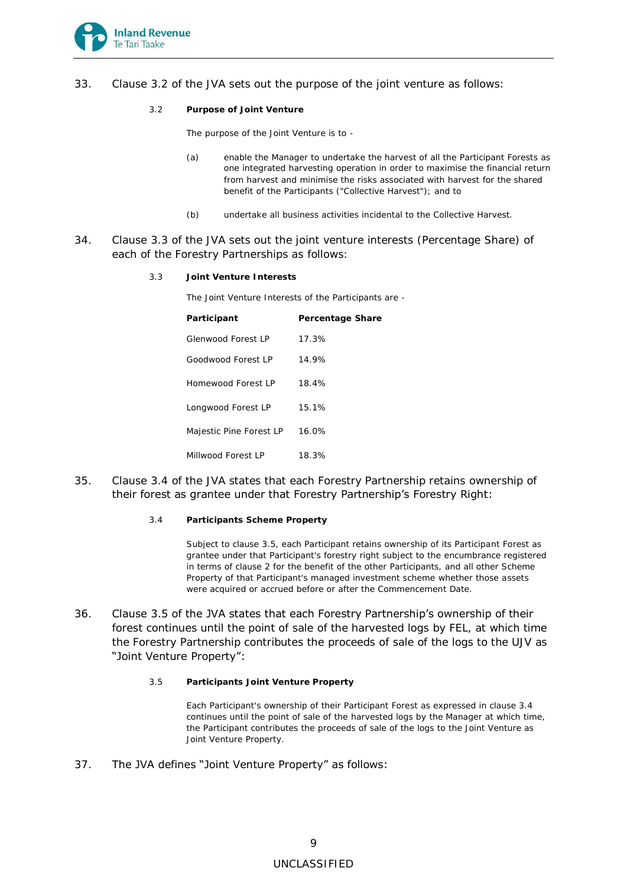33. Clause 3.2 of the JVA sets out the purpose of the joint venture as follows:

> 3.2 **Purpose of Joint Venture**
>
> The purpose of the Joint Venture is to -
>
> (a) enable the Manager to undertake the harvest of all the Participant Forests as one integrated harvesting operation in order to maximise the financial return from harvest and minimise the risks associated with harvest for the shared benefit of the Participants ("Collective Harvest"); and to
>
> (b) undertake all business activities incidental to the Collective Harvest.

34. Clause 3.3 of the JVA sets out the joint venture interests (Percentage Share) of each of the Forestry Partnerships as follows:

> 3.3 **Joint Venture Interests**
>
> The Joint Venture Interests of the Participants are -

| Participant | Percentage Share |
|---|---|
| Glenwood Forest LP | 17.3% |
| Goodwood Forest LP | 14.9% |
| Homewood Forest LP | 18.4% |
| Longwood Forest LP | 15.1% |
| Majestic Pine Forest LP | 16.0% |
| Millwood Forest LP | 18.3% |

35. Clause 3.4 of the JVA states that each Forestry Partnership retains ownership of their forest as grantee under that Forestry Partnership's Forestry Right:

> 3.4 **Participants Scheme Property**
>
> Subject to clause 3.5, each Participant retains ownership of its Participant Forest as grantee under that Participant's forestry right subject to the encumbrance registered in terms of clause 2 for the benefit of the other Participants, and all other Scheme Property of that Participant's managed investment scheme whether those assets were acquired or accrued before or after the Commencement Date.

36. Clause 3.5 of the JVA states that each Forestry Partnership's ownership of their forest continues until the point of sale of the harvested logs by FEL, at which time the Forestry Partnership contributes the proceeds of sale of the logs to the UJV as "Joint Venture Property":

> 3.5 **Participants Joint Venture Property**
>
> Each Participant's ownership of their Participant Forest as expressed in clause 3.4 continues until the point of sale of the harvested logs by the Manager at which time, the Participant contributes the proceeds of sale of the logs to the Joint Venture as Joint Venture Property.

37. The JVA defines "Joint Venture Property" as follows: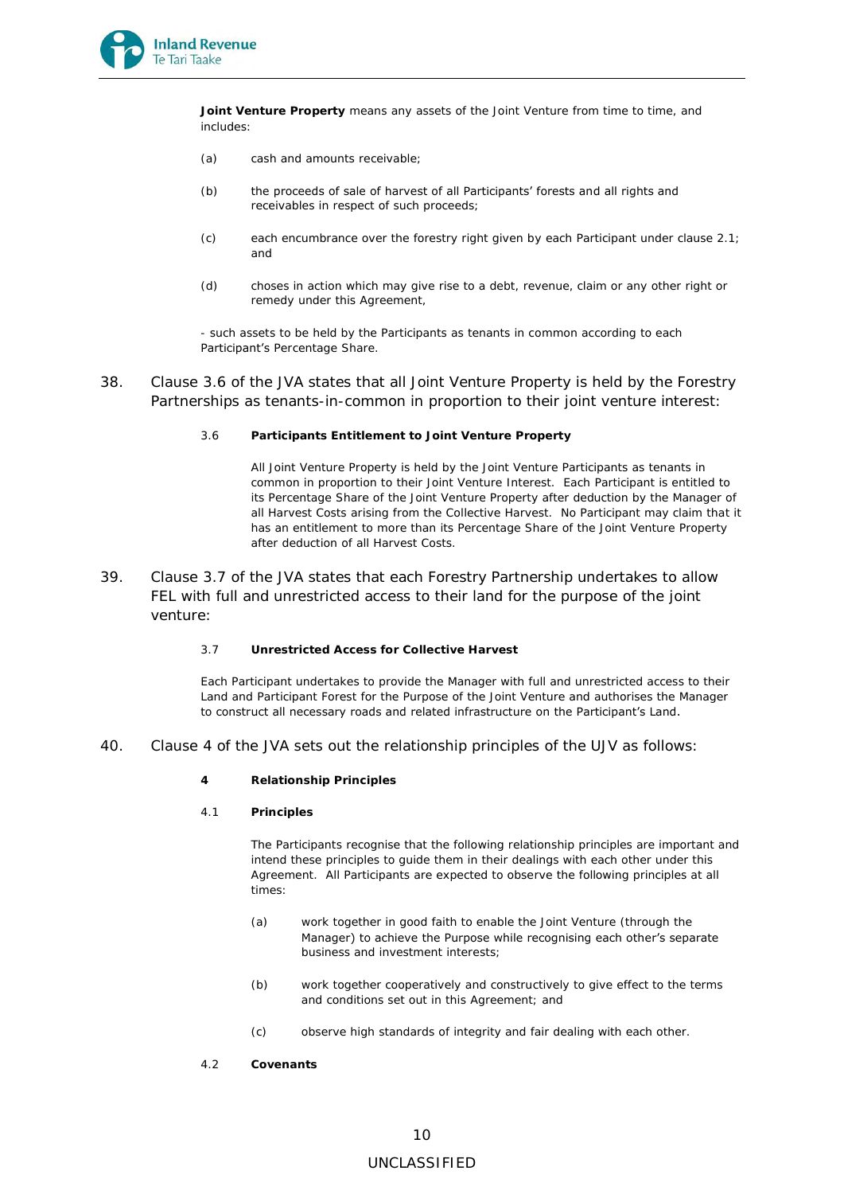**Joint Venture Property** means any assets of the Joint Venture from time to time, and includes:

(a) cash and amounts receivable;

(b) the proceeds of sale of harvest of all Participants' forests and all rights and receivables in respect of such proceeds;

(c) each encumbrance over the forestry right given by each Participant under clause 2.1; and

(d) choses in action which may give rise to a debt, revenue, claim or any other right or remedy under this Agreement,

- such assets to be held by the Participants as tenants in common according to each Participant's Percentage Share.

38. Clause 3.6 of the JVA states that all Joint Venture Property is held by the Forestry Partnerships as tenants-in-common in proportion to their joint venture interest:

3.6 **Participants Entitlement to Joint Venture Property**

All Joint Venture Property is held by the Joint Venture Participants as tenants in common in proportion to their Joint Venture Interest. Each Participant is entitled to its Percentage Share of the Joint Venture Property after deduction by the Manager of all Harvest Costs arising from the Collective Harvest. No Participant may claim that it has an entitlement to more than its Percentage Share of the Joint Venture Property after deduction of all Harvest Costs.

39. Clause 3.7 of the JVA states that each Forestry Partnership undertakes to allow FEL with full and unrestricted access to their land for the purpose of the joint venture:

3.7 **Unrestricted Access for Collective Harvest**

Each Participant undertakes to provide the Manager with full and unrestricted access to their Land and Participant Forest for the Purpose of the Joint Venture and authorises the Manager to construct all necessary roads and related infrastructure on the Participant's Land.

40. Clause 4 of the JVA sets out the relationship principles of the UJV as follows:

**4 Relationship Principles**

4.1 **Principles**

The Participants recognise that the following relationship principles are important and intend these principles to guide them in their dealings with each other under this Agreement. All Participants are expected to observe the following principles at all times:

(a) work together in good faith to enable the Joint Venture (through the Manager) to achieve the Purpose while recognising each other's separate business and investment interests;

(b) work together cooperatively and constructively to give effect to the terms and conditions set out in this Agreement; and

(c) observe high standards of integrity and fair dealing with each other.

4.2 **Covenants**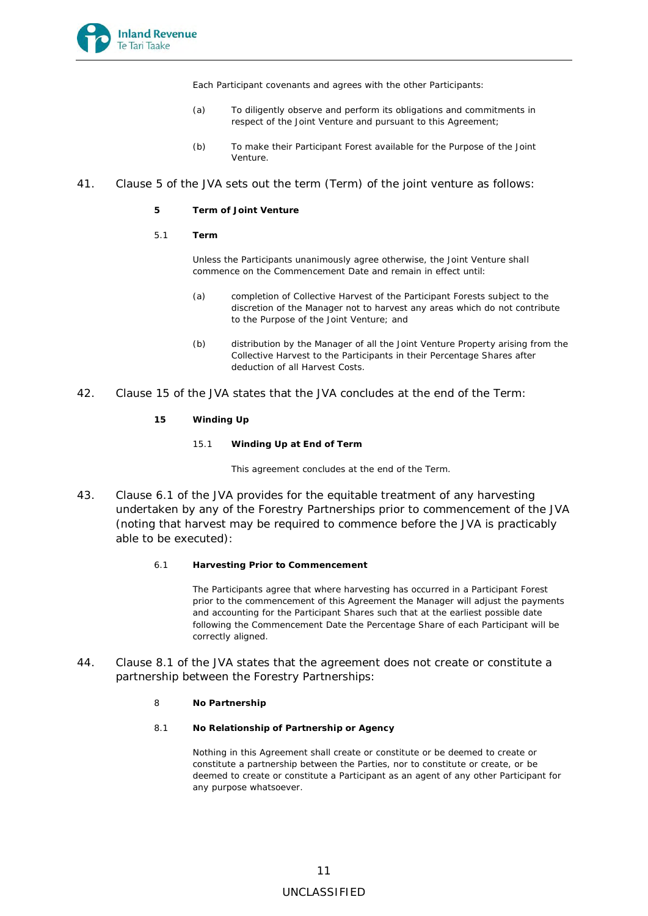Each Participant covenants and agrees with the other Participants:

(a) To diligently observe and perform its obligations and commitments in respect of the Joint Venture and pursuant to this Agreement;

(b) To make their Participant Forest available for the Purpose of the Joint Venture.

41. Clause 5 of the JVA sets out the term (Term) of the joint venture as follows:

**5 Term of Joint Venture**

5.1 **Term**

Unless the Participants unanimously agree otherwise, the Joint Venture shall commence on the Commencement Date and remain in effect until:

(a) completion of Collective Harvest of the Participant Forests subject to the discretion of the Manager not to harvest any areas which do not contribute to the Purpose of the Joint Venture; and

(b) distribution by the Manager of all the Joint Venture Property arising from the Collective Harvest to the Participants in their Percentage Shares after deduction of all Harvest Costs.

42. Clause 15 of the JVA states that the JVA concludes at the end of the Term:

**15 Winding Up**

15.1 **Winding Up at End of Term**

This agreement concludes at the end of the Term.

43. Clause 6.1 of the JVA provides for the equitable treatment of any harvesting undertaken by any of the Forestry Partnerships prior to commencement of the JVA (noting that harvest may be required to commence before the JVA is practicably able to be executed):

6.1 **Harvesting Prior to Commencement**

The Participants agree that where harvesting has occurred in a Participant Forest prior to the commencement of this Agreement the Manager will adjust the payments and accounting for the Participant Shares such that at the earliest possible date following the Commencement Date the Percentage Share of each Participant will be correctly aligned.

44. Clause 8.1 of the JVA states that the agreement does not create or constitute a partnership between the Forestry Partnerships:

8 **No Partnership**

8.1 **No Relationship of Partnership or Agency**

Nothing in this Agreement shall create or constitute or be deemed to create or constitute a partnership between the Parties, nor to constitute or create, or be deemed to create or constitute a Participant as an agent of any other Participant for any purpose whatsoever.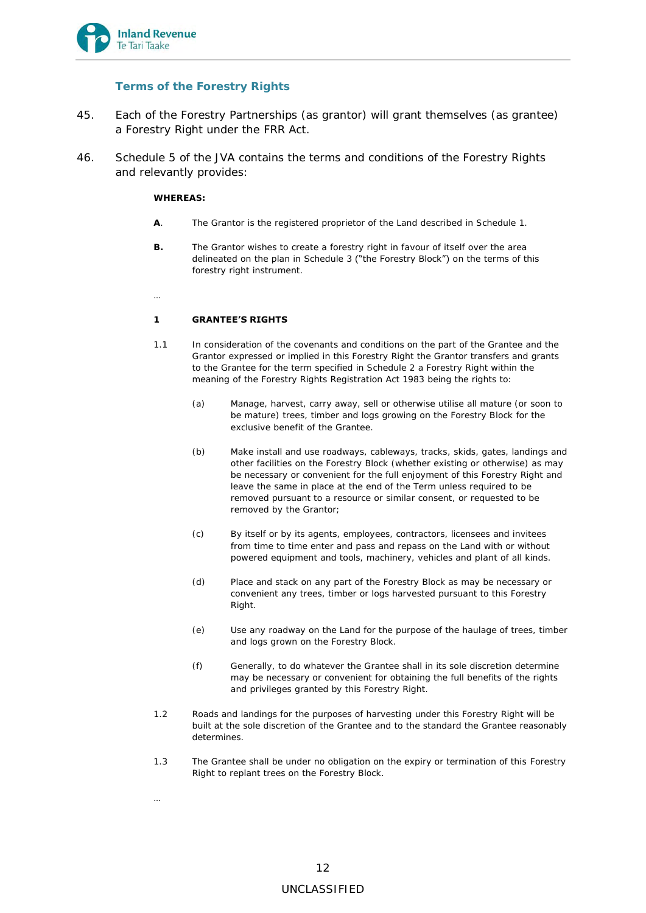### Terms of the Forestry Rights

45. Each of the Forestry Partnerships (as grantor) will grant themselves (as grantee) a Forestry Right under the FRR Act.

46. Schedule 5 of the JVA contains the terms and conditions of the Forestry Rights and relevantly provides:

> **WHEREAS:**
>
> **A**. The Grantor is the registered proprietor of the Land described in Schedule 1.
>
> **B.** The Grantor wishes to create a forestry right in favour of itself over the area delineated on the plan in Schedule 3 ("the Forestry Block") on the terms of this forestry right instrument.
>
> …
>
> **1 GRANTEE'S RIGHTS**
>
> 1.1 In consideration of the covenants and conditions on the part of the Grantee and the Grantor expressed or implied in this Forestry Right the Grantor transfers and grants to the Grantee for the term specified in Schedule 2 a Forestry Right within the meaning of the Forestry Rights Registration Act 1983 being the rights to:
>
> (a) Manage, harvest, carry away, sell or otherwise utilise all mature (or soon to be mature) trees, timber and logs growing on the Forestry Block for the exclusive benefit of the Grantee.
>
> (b) Make install and use roadways, cableways, tracks, skids, gates, landings and other facilities on the Forestry Block (whether existing or otherwise) as may be necessary or convenient for the full enjoyment of this Forestry Right and leave the same in place at the end of the Term unless required to be removed pursuant to a resource or similar consent, or requested to be removed by the Grantor;
>
> (c) By itself or by its agents, employees, contractors, licensees and invitees from time to time enter and pass and repass on the Land with or without powered equipment and tools, machinery, vehicles and plant of all kinds.
>
> (d) Place and stack on any part of the Forestry Block as may be necessary or convenient any trees, timber or logs harvested pursuant to this Forestry Right.
>
> (e) Use any roadway on the Land for the purpose of the haulage of trees, timber and logs grown on the Forestry Block.
>
> (f) Generally, to do whatever the Grantee shall in its sole discretion determine may be necessary or convenient for obtaining the full benefits of the rights and privileges granted by this Forestry Right.
>
> 1.2 Roads and landings for the purposes of harvesting under this Forestry Right will be built at the sole discretion of the Grantee and to the standard the Grantee reasonably determines.
>
> 1.3 The Grantee shall be under no obligation on the expiry or termination of this Forestry Right to replant trees on the Forestry Block.
>
> …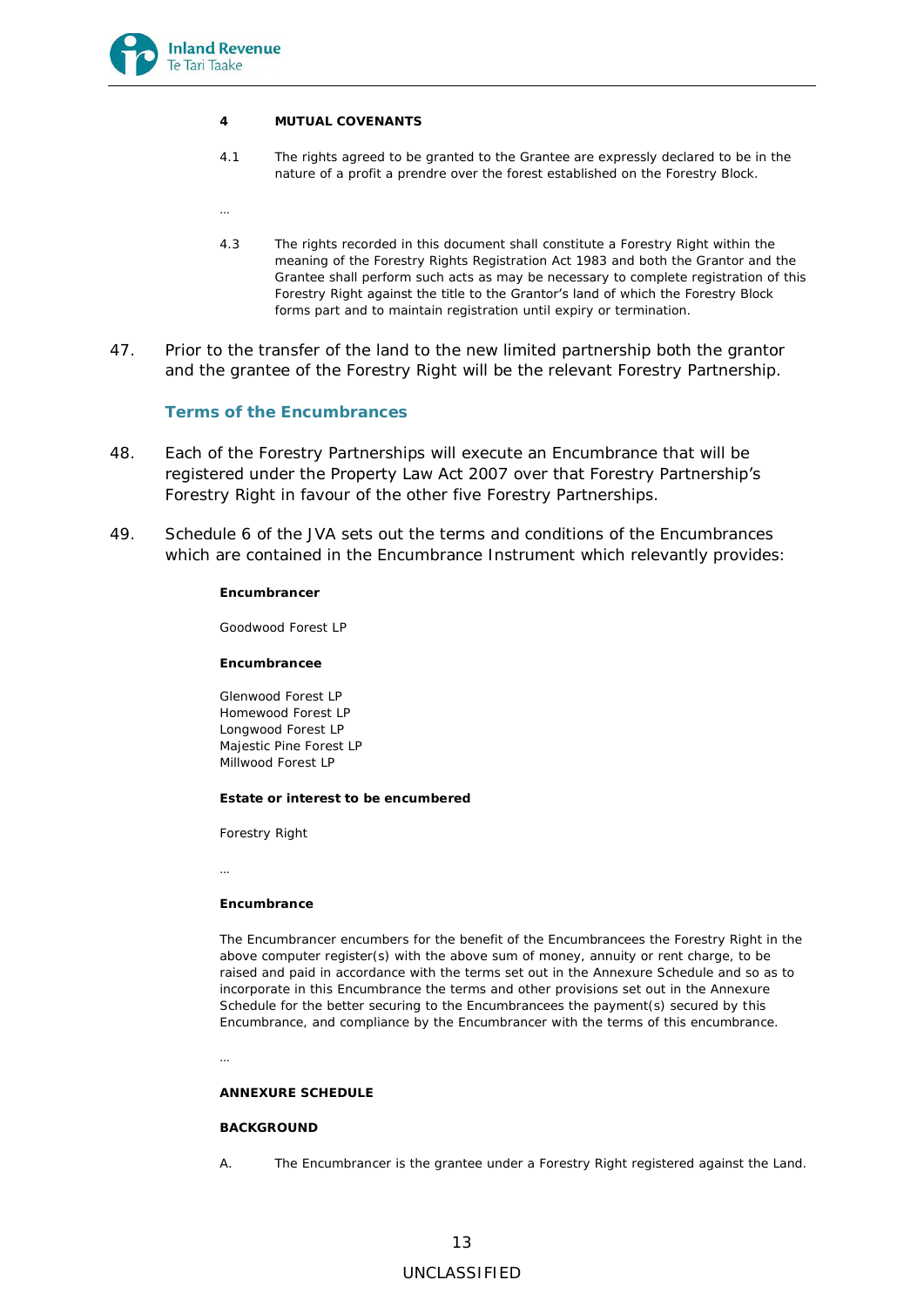**4 MUTUAL COVENANTS**

4.1 The rights agreed to be granted to the Grantee are expressly declared to be in the nature of a profit a prendre over the forest established on the Forestry Block.

…

4.3 The rights recorded in this document shall constitute a Forestry Right within the meaning of the Forestry Rights Registration Act 1983 and both the Grantor and the Grantee shall perform such acts as may be necessary to complete registration of this Forestry Right against the title to the Grantor's land of which the Forestry Block forms part and to maintain registration until expiry or termination.

47. Prior to the transfer of the land to the new limited partnership both the grantor and the grantee of the Forestry Right will be the relevant Forestry Partnership.

### Terms of the Encumbrances

48. Each of the Forestry Partnerships will execute an Encumbrance that will be registered under the Property Law Act 2007 over that Forestry Partnership's Forestry Right in favour of the other five Forestry Partnerships.

49. Schedule 6 of the JVA sets out the terms and conditions of the Encumbrances which are contained in the Encumbrance Instrument which relevantly provides:

**Encumbrancer**

Goodwood Forest LP

**Encumbrancee**

Glenwood Forest LP
Homewood Forest LP
Longwood Forest LP
Majestic Pine Forest LP
Millwood Forest LP

**Estate or interest to be encumbered**

Forestry Right

…

**Encumbrance**

The Encumbrancer encumbers for the benefit of the Encumbrancees the Forestry Right in the above computer register(s) with the above sum of money, annuity or rent charge, to be raised and paid in accordance with the terms set out in the Annexure Schedule and so as to incorporate in this Encumbrance the terms and other provisions set out in the Annexure Schedule for the better securing to the Encumbrancees the payment(s) secured by this Encumbrance, and compliance by the Encumbrancer with the terms of this encumbrance.

…

**ANNEXURE SCHEDULE**

**BACKGROUND**

A. The Encumbrancer is the grantee under a Forestry Right registered against the Land.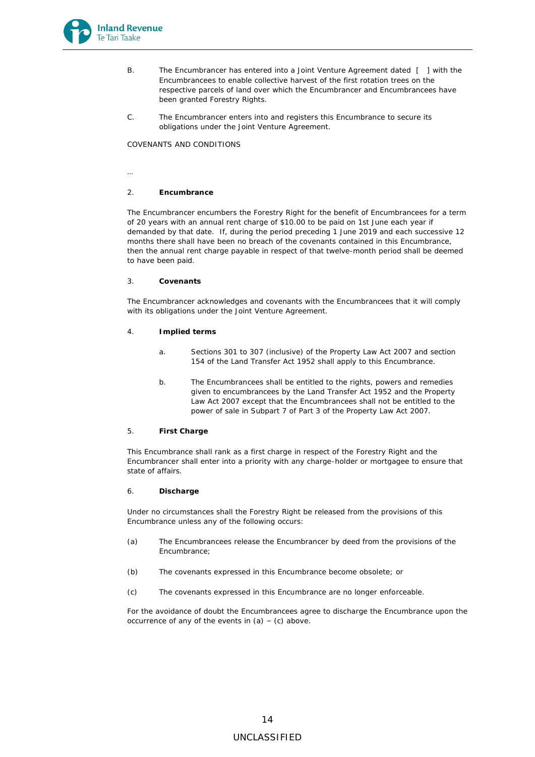B. The Encumbrancer has entered into a Joint Venture Agreement dated [ ] with the Encumbrancees to enable collective harvest of the first rotation trees on the respective parcels of land over which the Encumbrancer and Encumbrancees have been granted Forestry Rights.

C. The Encumbrancer enters into and registers this Encumbrance to secure its obligations under the Joint Venture Agreement.

COVENANTS AND CONDITIONS

…

2. **Encumbrance**

The Encumbrancer encumbers the Forestry Right for the benefit of Encumbrancees for a term of 20 years with an annual rent charge of $10.00 to be paid on 1st June each year if demanded by that date. If, during the period preceding 1 June 2019 and each successive 12 months there shall have been no breach of the covenants contained in this Encumbrance, then the annual rent charge payable in respect of that twelve-month period shall be deemed to have been paid.

3. **Covenants**

The Encumbrancer acknowledges and covenants with the Encumbrancees that it will comply with its obligations under the Joint Venture Agreement.

4. **Implied terms**

a. Sections 301 to 307 (inclusive) of the Property Law Act 2007 and section 154 of the Land Transfer Act 1952 shall apply to this Encumbrance.

b. The Encumbrancees shall be entitled to the rights, powers and remedies given to encumbrancees by the Land Transfer Act 1952 and the Property Law Act 2007 except that the Encumbrancees shall not be entitled to the power of sale in Subpart 7 of Part 3 of the Property Law Act 2007.

5. **First Charge**

This Encumbrance shall rank as a first charge in respect of the Forestry Right and the Encumbrancer shall enter into a priority with any charge-holder or mortgagee to ensure that state of affairs.

6. **Discharge**

Under no circumstances shall the Forestry Right be released from the provisions of this Encumbrance unless any of the following occurs:

(a) The Encumbrancees release the Encumbrancer by deed from the provisions of the Encumbrance;

(b) The covenants expressed in this Encumbrance become obsolete; or

(c) The covenants expressed in this Encumbrance are no longer enforceable.

For the avoidance of doubt the Encumbrancees agree to discharge the Encumbrance upon the occurrence of any of the events in (a) – (c) above.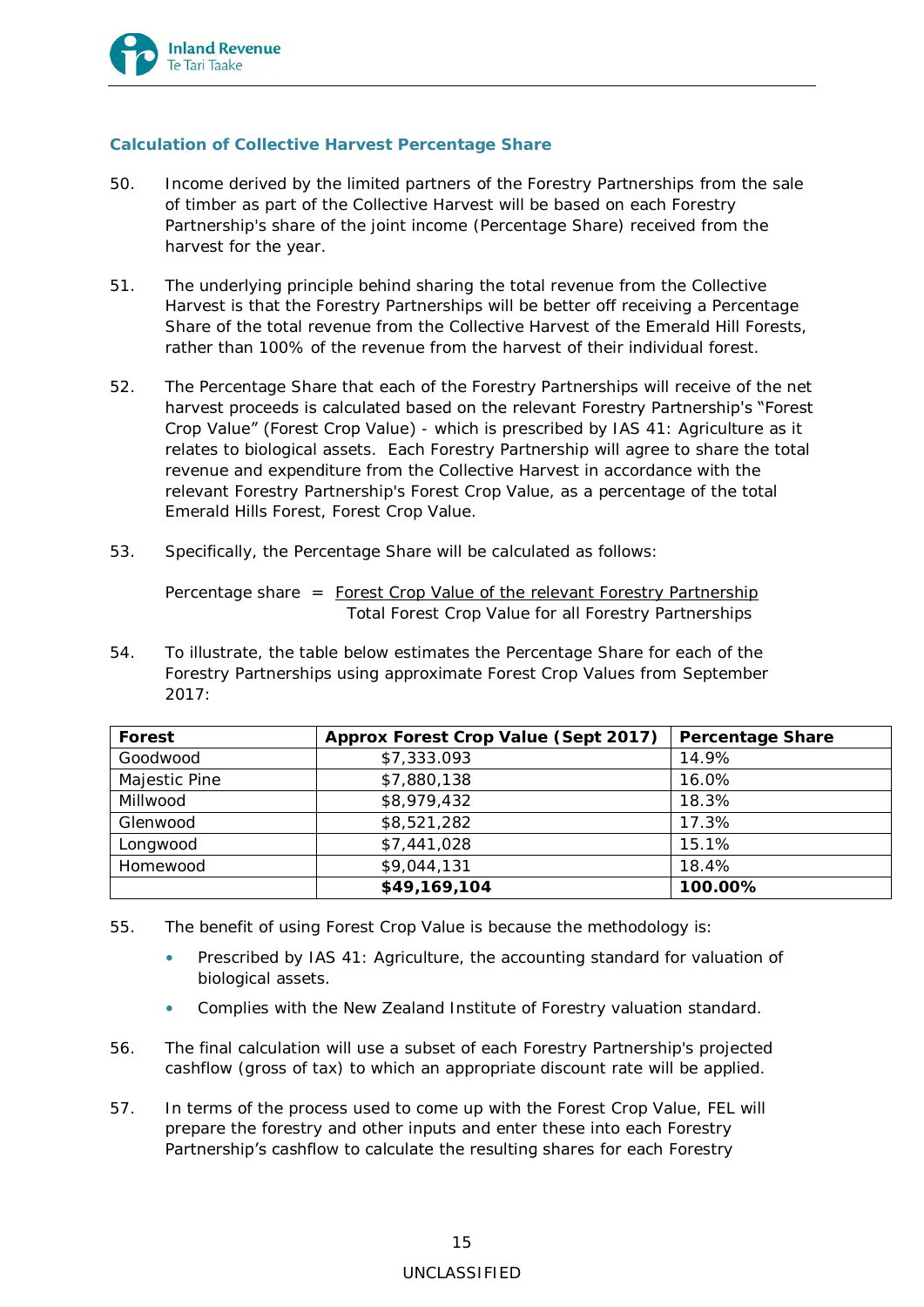### Calculation of Collective Harvest Percentage Share

50. Income derived by the limited partners of the Forestry Partnerships from the sale of timber as part of the Collective Harvest will be based on each Forestry Partnership's share of the joint income (Percentage Share) received from the harvest for the year.

51. The underlying principle behind sharing the total revenue from the Collective Harvest is that the Forestry Partnerships will be better off receiving a Percentage Share of the total revenue from the Collective Harvest of the Emerald Hill Forests, rather than 100% of the revenue from the harvest of their individual forest.

52. The Percentage Share that each of the Forestry Partnerships will receive of the net harvest proceeds is calculated based on the relevant Forestry Partnership's "Forest Crop Value" (Forest Crop Value) - which is prescribed by IAS 41: Agriculture as it relates to biological assets. Each Forestry Partnership will agree to share the total revenue and expenditure from the Collective Harvest in accordance with the relevant Forestry Partnership's Forest Crop Value, as a percentage of the total Emerald Hills Forest, Forest Crop Value.

53. Specifically, the Percentage Share will be calculated as follows:

$$\text{Percentage share} = \frac{\text{Forest Crop Value of the relevant Forestry Partnership}}{\text{Total Forest Crop Value for all Forestry Partnerships}}$$

54. To illustrate, the table below estimates the Percentage Share for each of the Forestry Partnerships using approximate Forest Crop Values from September 2017:

| Forest | Approx Forest Crop Value (Sept 2017) | Percentage Share |
|---|---|---|
| Goodwood | $7,333.093 | 14.9% |
| Majestic Pine | $7,880,138 | 16.0% |
| Millwood | $8,979,432 | 18.3% |
| Glenwood | $8,521,282 | 17.3% |
| Longwood | $7,441,028 | 15.1% |
| Homewood | $9,044,131 | 18.4% |
| | **$49,169,104** | **100.00%** |

55. The benefit of using Forest Crop Value is because the methodology is:
    - Prescribed by IAS 41: Agriculture, the accounting standard for valuation of biological assets.
    - Complies with the New Zealand Institute of Forestry valuation standard.

56. The final calculation will use a subset of each Forestry Partnership's projected cashflow (gross of tax) to which an appropriate discount rate will be applied.

57. In terms of the process used to come up with the Forest Crop Value, FEL will prepare the forestry and other inputs and enter these into each Forestry Partnership's cashflow to calculate the resulting shares for each Forestry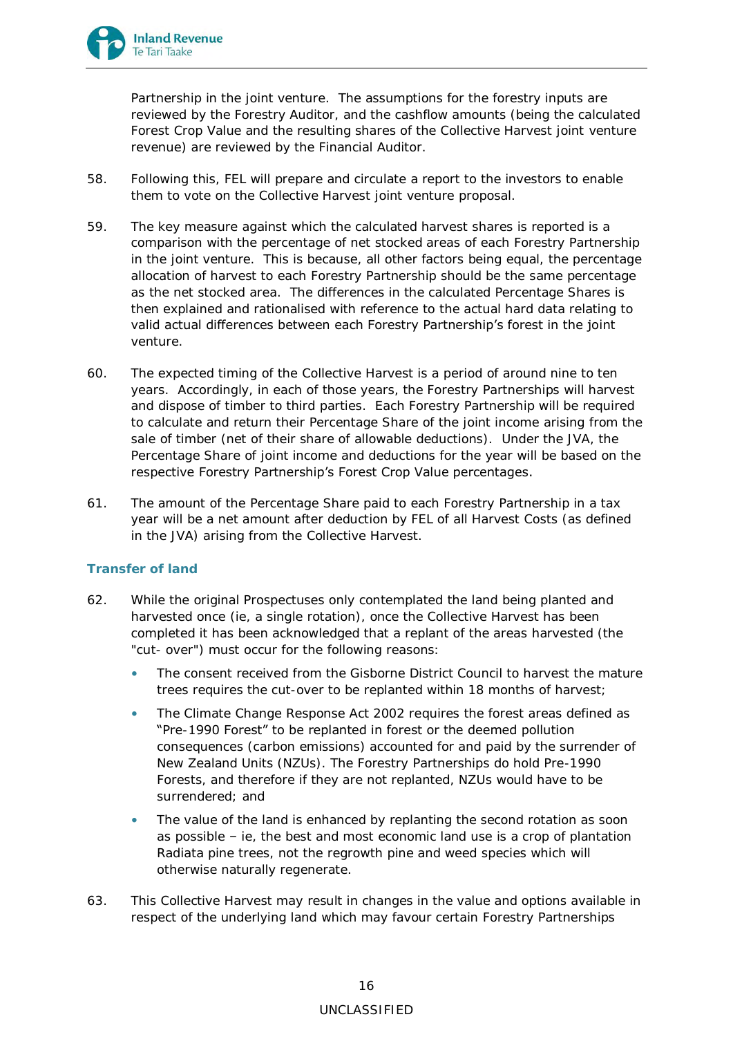Partnership in the joint venture. The assumptions for the forestry inputs are reviewed by the Forestry Auditor, and the cashflow amounts (being the calculated Forest Crop Value and the resulting shares of the Collective Harvest joint venture revenue) are reviewed by the Financial Auditor.

58. Following this, FEL will prepare and circulate a report to the investors to enable them to vote on the Collective Harvest joint venture proposal.

59. The key measure against which the calculated harvest shares is reported is a comparison with the percentage of net stocked areas of each Forestry Partnership in the joint venture. This is because, all other factors being equal, the percentage allocation of harvest to each Forestry Partnership should be the same percentage as the net stocked area. The differences in the calculated Percentage Shares is then explained and rationalised with reference to the actual hard data relating to valid actual differences between each Forestry Partnership's forest in the joint venture.

60. The expected timing of the Collective Harvest is a period of around nine to ten years. Accordingly, in each of those years, the Forestry Partnerships will harvest and dispose of timber to third parties. Each Forestry Partnership will be required to calculate and return their Percentage Share of the joint income arising from the sale of timber (net of their share of allowable deductions). Under the JVA, the Percentage Share of joint income and deductions for the year will be based on the respective Forestry Partnership's Forest Crop Value percentages.

61. The amount of the Percentage Share paid to each Forestry Partnership in a tax year will be a net amount after deduction by FEL of all Harvest Costs (as defined in the JVA) arising from the Collective Harvest.

### Transfer of land

62. While the original Prospectuses only contemplated the land being planted and harvested once (ie, a single rotation), once the Collective Harvest has been completed it has been acknowledged that a replant of the areas harvested (the "cut- over") must occur for the following reasons:

   - The consent received from the Gisborne District Council to harvest the mature trees requires the cut-over to be replanted within 18 months of harvest;
   - The Climate Change Response Act 2002 requires the forest areas defined as "Pre-1990 Forest" to be replanted in forest or the deemed pollution consequences (carbon emissions) accounted for and paid by the surrender of New Zealand Units (NZUs). The Forestry Partnerships do hold Pre-1990 Forests, and therefore if they are not replanted, NZUs would have to be surrendered; and
   - The value of the land is enhanced by replanting the second rotation as soon as possible – ie, the best and most economic land use is a crop of plantation Radiata pine trees, not the regrowth pine and weed species which will otherwise naturally regenerate.

63. This Collective Harvest may result in changes in the value and options available in respect of the underlying land which may favour certain Forestry Partnerships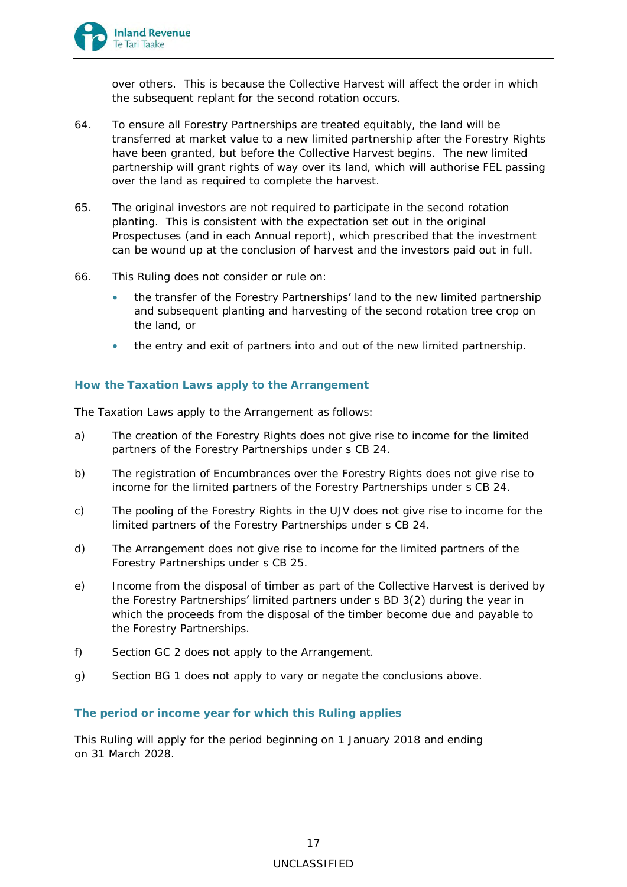over others. This is because the Collective Harvest will affect the order in which the subsequent replant for the second rotation occurs.

64. To ensure all Forestry Partnerships are treated equitably, the land will be transferred at market value to a new limited partnership after the Forestry Rights have been granted, but before the Collective Harvest begins. The new limited partnership will grant rights of way over its land, which will authorise FEL passing over the land as required to complete the harvest.

65. The original investors are not required to participate in the second rotation planting. This is consistent with the expectation set out in the original Prospectuses (and in each Annual report), which prescribed that the investment can be wound up at the conclusion of harvest and the investors paid out in full.

66. This Ruling does not consider or rule on:

- the transfer of the Forestry Partnerships' land to the new limited partnership and subsequent planting and harvesting of the second rotation tree crop on the land, or
- the entry and exit of partners into and out of the new limited partnership.

### How the Taxation Laws apply to the Arrangement

The Taxation Laws apply to the Arrangement as follows:

a) The creation of the Forestry Rights does not give rise to income for the limited partners of the Forestry Partnerships under s CB 24.

b) The registration of Encumbrances over the Forestry Rights does not give rise to income for the limited partners of the Forestry Partnerships under s CB 24.

c) The pooling of the Forestry Rights in the UJV does not give rise to income for the limited partners of the Forestry Partnerships under s CB 24.

d) The Arrangement does not give rise to income for the limited partners of the Forestry Partnerships under s CB 25.

e) Income from the disposal of timber as part of the Collective Harvest is derived by the Forestry Partnerships' limited partners under s BD 3(2) during the year in which the proceeds from the disposal of the timber become due and payable to the Forestry Partnerships.

f) Section GC 2 does not apply to the Arrangement.

g) Section BG 1 does not apply to vary or negate the conclusions above.

### The period or income year for which this Ruling applies

This Ruling will apply for the period beginning on 1 January 2018 and ending on 31 March 2028.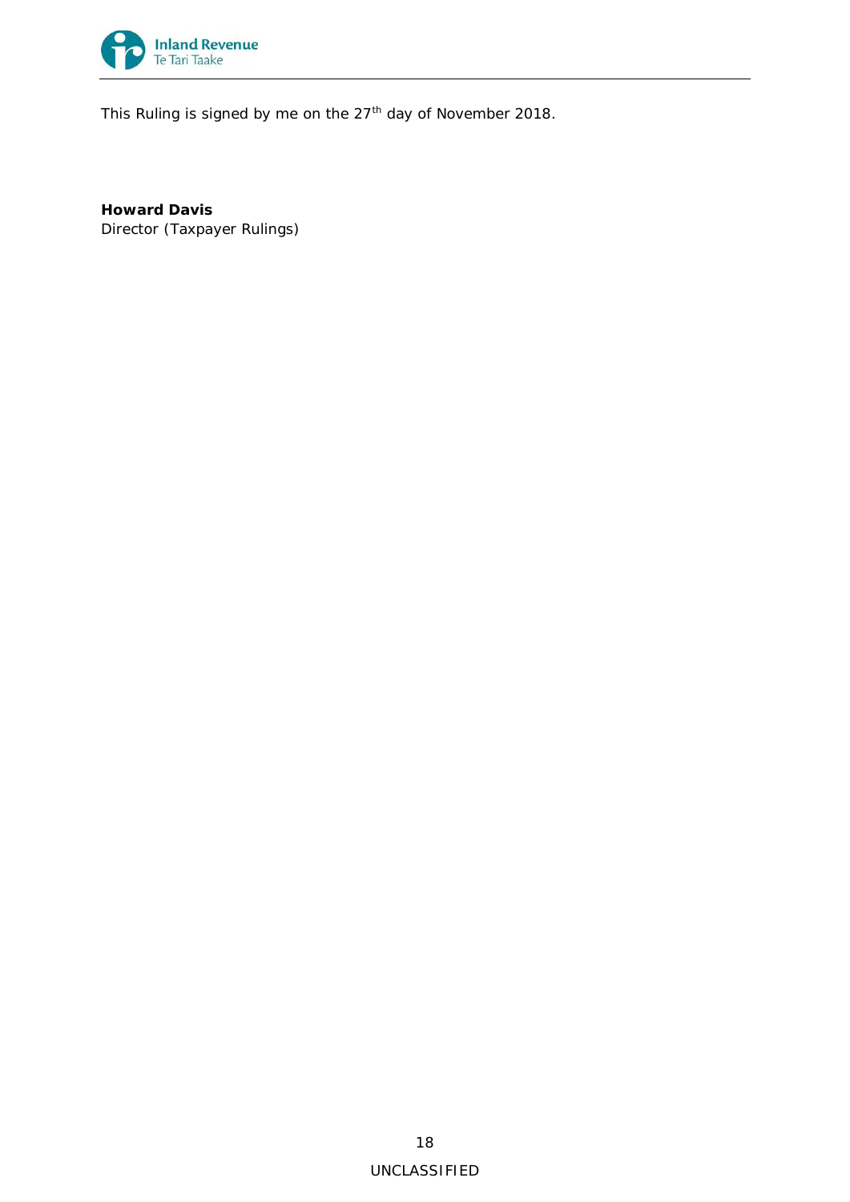This Ruling is signed by me on the 27th day of November 2018.

**Howard Davis**
Director (Taxpayer Rulings)